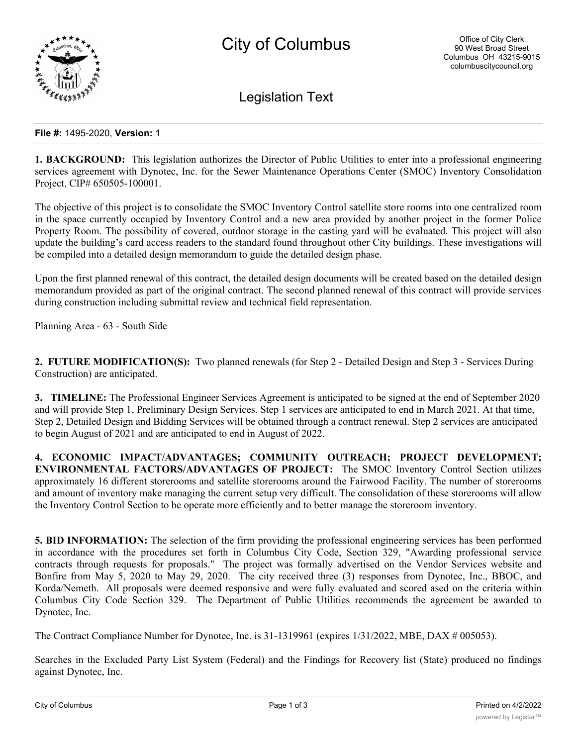# City of Columbus

Office of City Clerk
90 West Broad Street
Columbus OH 43215-9015
columbuscitycouncil.org

## Legislation Text

**File #:** 1495-2020, **Version:** 1

**1. BACKGROUND:** This legislation authorizes the Director of Public Utilities to enter into a professional engineering services agreement with Dynotec, Inc. for the Sewer Maintenance Operations Center (SMOC) Inventory Consolidation Project, CIP# 650505-100001.

The objective of this project is to consolidate the SMOC Inventory Control satellite store rooms into one centralized room in the space currently occupied by Inventory Control and a new area provided by another project in the former Police Property Room. The possibility of covered, outdoor storage in the casting yard will be evaluated. This project will also update the building's card access readers to the standard found throughout other City buildings. These investigations will be compiled into a detailed design memorandum to guide the detailed design phase.

Upon the first planned renewal of this contract, the detailed design documents will be created based on the detailed design memorandum provided as part of the original contract. The second planned renewal of this contract will provide services during construction including submittal review and technical field representation.

Planning Area - 63 - South Side

**2. FUTURE MODIFICATION(S):** Two planned renewals (for Step 2 - Detailed Design and Step 3 - Services During Construction) are anticipated.

**3. TIMELINE:** The Professional Engineer Services Agreement is anticipated to be signed at the end of September 2020 and will provide Step 1, Preliminary Design Services. Step 1 services are anticipated to end in March 2021. At that time, Step 2, Detailed Design and Bidding Services will be obtained through a contract renewal. Step 2 services are anticipated to begin August of 2021 and are anticipated to end in August of 2022.

**4. ECONOMIC IMPACT/ADVANTAGES; COMMUNITY OUTREACH; PROJECT DEVELOPMENT; ENVIRONMENTAL FACTORS/ADVANTAGES OF PROJECT:** The SMOC Inventory Control Section utilizes approximately 16 different storerooms and satellite storerooms around the Fairwood Facility. The number of storerooms and amount of inventory make managing the current setup very difficult. The consolidation of these storerooms will allow the Inventory Control Section to be operate more efficiently and to better manage the storeroom inventory.

**5. BID INFORMATION:** The selection of the firm providing the professional engineering services has been performed in accordance with the procedures set forth in Columbus City Code, Section 329, "Awarding professional service contracts through requests for proposals." The project was formally advertised on the Vendor Services website and Bonfire from May 5, 2020 to May 29, 2020. The city received three (3) responses from Dynotec, Inc., BBOC, and Korda/Nemeth. All proposals were deemed responsive and were fully evaluated and scored ased on the criteria within Columbus City Code Section 329. The Department of Public Utilities recommends the agreement be awarded to Dynotec, Inc.

The Contract Compliance Number for Dynotec, Inc. is 31-1319961 (expires 1/31/2022, MBE, DAX # 005053).

Searches in the Excluded Party List System (Federal) and the Findings for Recovery list (State) produced no findings against Dynotec, Inc.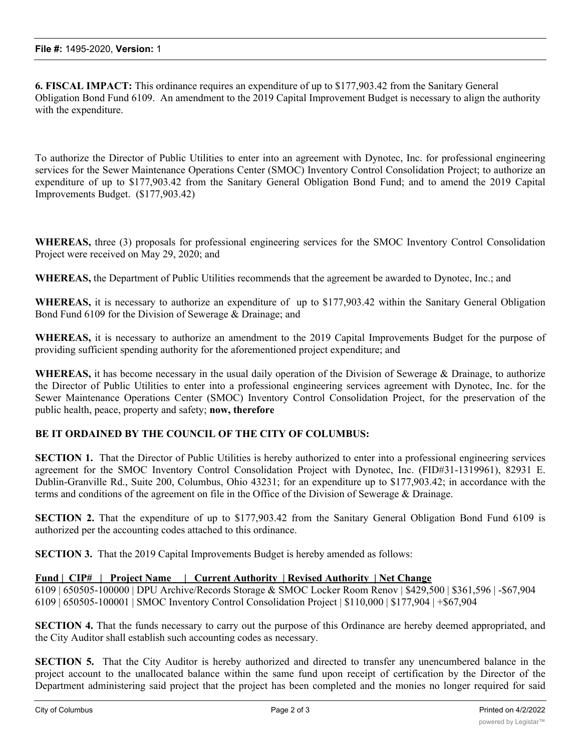**File #:** 1495-2020, **Version:** 1

**6. FISCAL IMPACT:** This ordinance requires an expenditure of up to $177,903.42 from the Sanitary General Obligation Bond Fund 6109. An amendment to the 2019 Capital Improvement Budget is necessary to align the authority with the expenditure.

To authorize the Director of Public Utilities to enter into an agreement with Dynotec, Inc. for professional engineering services for the Sewer Maintenance Operations Center (SMOC) Inventory Control Consolidation Project; to authorize an expenditure of up to $177,903.42 from the Sanitary General Obligation Bond Fund; and to amend the 2019 Capital Improvements Budget. ($177,903.42)

**WHEREAS,** three (3) proposals for professional engineering services for the SMOC Inventory Control Consolidation Project were received on May 29, 2020; and

**WHEREAS,** the Department of Public Utilities recommends that the agreement be awarded to Dynotec, Inc.; and

**WHEREAS,** it is necessary to authorize an expenditure of up to $177,903.42 within the Sanitary General Obligation Bond Fund 6109 for the Division of Sewerage & Drainage; and

**WHEREAS,** it is necessary to authorize an amendment to the 2019 Capital Improvements Budget for the purpose of providing sufficient spending authority for the aforementioned project expenditure; and

**WHEREAS,** it has become necessary in the usual daily operation of the Division of Sewerage & Drainage, to authorize the Director of Public Utilities to enter into a professional engineering services agreement with Dynotec, Inc. for the Sewer Maintenance Operations Center (SMOC) Inventory Control Consolidation Project, for the preservation of the public health, peace, property and safety; **now, therefore**

**BE IT ORDAINED BY THE COUNCIL OF THE CITY OF COLUMBUS:**

**SECTION 1.** That the Director of Public Utilities is hereby authorized to enter into a professional engineering services agreement for the SMOC Inventory Control Consolidation Project with Dynotec, Inc. (FID#31-1319961), 82931 E. Dublin-Granville Rd., Suite 200, Columbus, Ohio 43231; for an expenditure up to $177,903.42; in accordance with the terms and conditions of the agreement on file in the Office of the Division of Sewerage & Drainage.

**SECTION 2.** That the expenditure of up to $177,903.42 from the Sanitary General Obligation Bond Fund 6109 is authorized per the accounting codes attached to this ordinance.

**SECTION 3.** That the 2019 Capital Improvements Budget is hereby amended as follows:

| Fund | CIP# | Project Name | Current Authority | Revised Authority | Net Change |
|---|---|---|---|---|---|
| 6109 | 650505-100000 | DPU Archive/Records Storage & SMOC Locker Room Renov | $429,500 | $361,596 | -$67,904 |
| 6109 | 650505-100001 | SMOC Inventory Control Consolidation Project | $110,000 | $177,904 | +$67,904 |

**SECTION 4.** That the funds necessary to carry out the purpose of this Ordinance are hereby deemed appropriated, and the City Auditor shall establish such accounting codes as necessary.

**SECTION 5.** That the City Auditor is hereby authorized and directed to transfer any unencumbered balance in the project account to the unallocated balance within the same fund upon receipt of certification by the Director of the Department administering said project that the project has been completed and the monies no longer required for said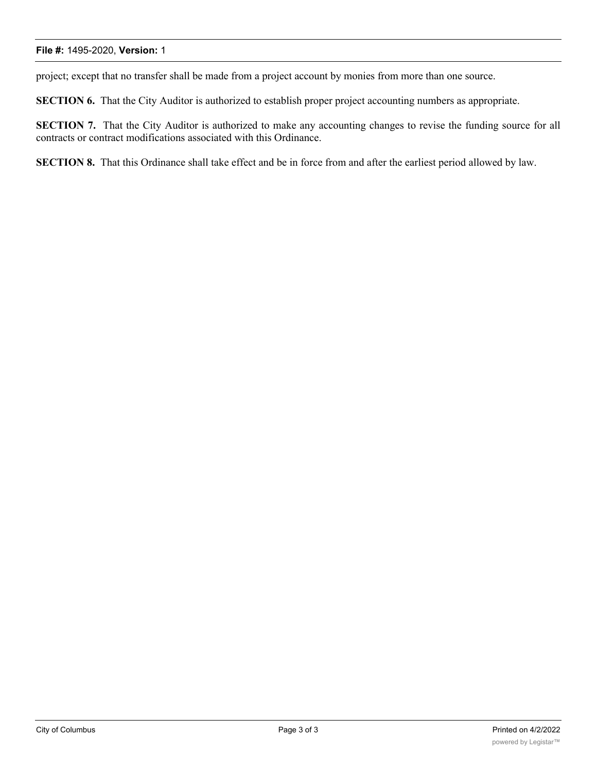project; except that no transfer shall be made from a project account by monies from more than one source.

**SECTION 6.** That the City Auditor is authorized to establish proper project accounting numbers as appropriate.

**SECTION 7.** That the City Auditor is authorized to make any accounting changes to revise the funding source for all contracts or contract modifications associated with this Ordinance.

**SECTION 8.** That this Ordinance shall take effect and be in force from and after the earliest period allowed by law.